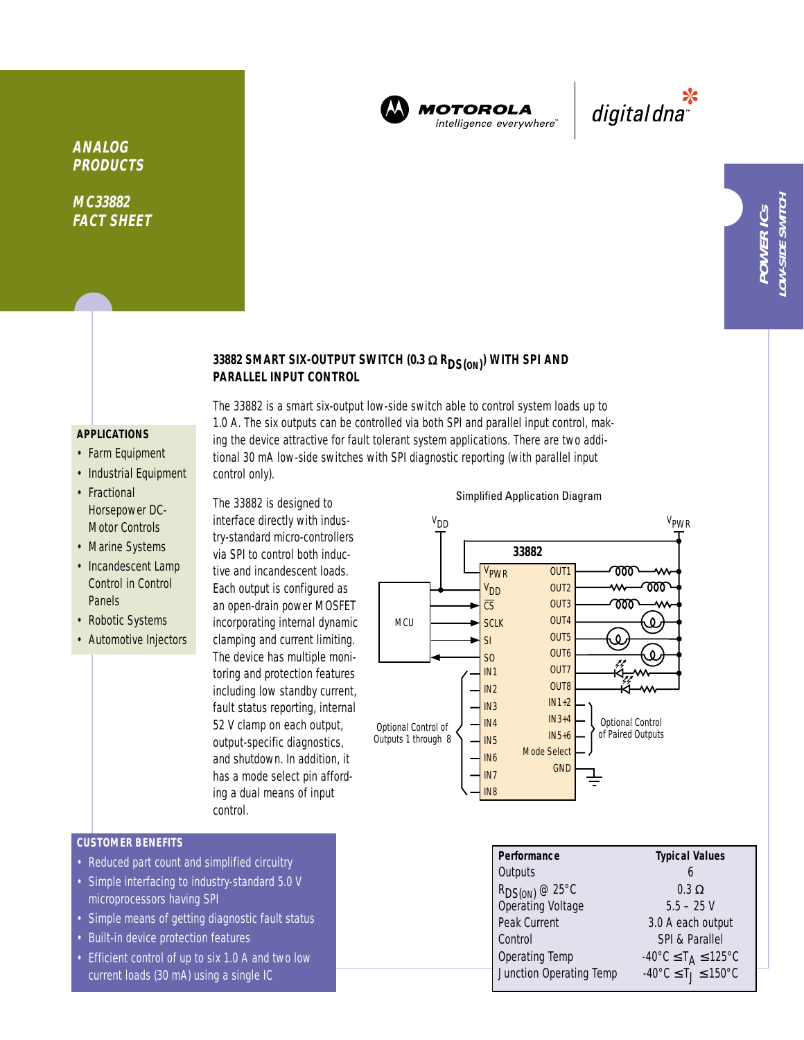ANALOG PRODUCTS

MC33882 FACT SHEET

POWER ICs LOW-SIDE SWITCH

## 33882 SMART SIX-OUTPUT SWITCH (0.3 Ω $R_{DS(ON)}$) WITH SPI AND PARALLEL INPUT CONTROL

The 33882 is a smart six-output low-side switch able to control system loads up to 1.0 A. The six outputs can be controlled via both SPI and parallel input control, making the device attractive for fault tolerant system applications. There are two additional 30 mA low-side switches with SPI diagnostic reporting (with parallel input control only).

The 33882 is designed to interface directly with industry-standard micro-controllers via SPI to control both inductive and incandescent loads. Each output is configured as an open-drain power MOSFET incorporating internal dynamic clamping and current limiting. The device has multiple monitoring and protection features including low standby current, fault status reporting, internal 52 V clamp on each output, output-specific diagnostics, and shutdown. In addition, it has a mode select pin affording a dual means of input control.

### APPLICATIONS

- Farm Equipment
- Industrial Equipment
- Fractional Horsepower DC-Motor Controls
- Marine Systems
- Incandescent Lamp Control in Control Panels
- Robotic Systems
- Automotive Injectors

Simplified Application Diagram

### CUSTOMER BENEFITS

- Reduced part count and simplified circuitry
- Simple interfacing to industry-standard 5.0 V microprocessors having SPI
- Simple means of getting diagnostic fault status
- Built-in device protection features
- Efficient control of up to six 1.0 A and two low current loads (30 mA) using a single IC

| Performance | Typical Values |
|---|---|
| Outputs | 6 |
| $R_{DS(ON)}$ @ 25°C | 0.3 Ω |
| Operating Voltage | 5.5 – 25 V |
| Peak Current | 3.0 A each output |
| Control | SPI & Parallel |
| Operating Temp | -40°C ≤ $T_A$ ≤ 125°C |
| Junction Operating Temp | -40°C ≤ $T_J$ ≤ 150°C |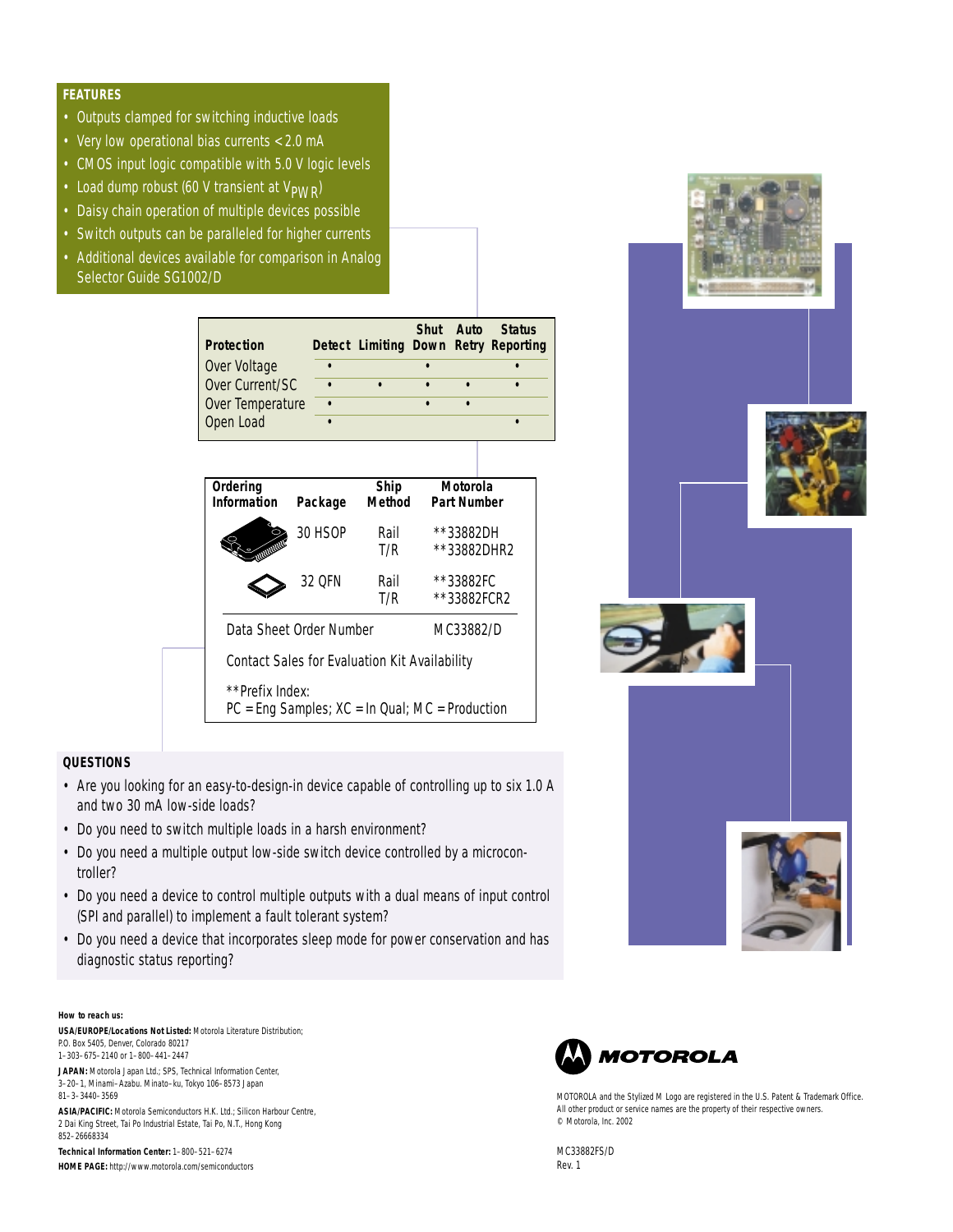## FEATURES

- Outputs clamped for switching inductive loads
- Very low operational bias currents < 2.0 mA
- CMOS input logic compatible with 5.0 V logic levels
- Load dump robust (60 V transient at $V_{PWR}$)
- Daisy chain operation of multiple devices possible
- Switch outputs can be paralleled for higher currents
- Additional devices available for comparison in Analog Selector Guide SG1002/D

| Protection | Detect | Limiting | Shut Down | Auto Retry | Status Reporting |
|---|---|---|---|---|---|
| Over Voltage | • | | • | | • |
| Over Current/SC | • | • | • | • | • |
| Over Temperature | • | | • | • | |
| Open Load | • | | | | • |

| Ordering Information | Package | Ship Method | Motorola Part Number |
|---|---|---|---|
| | 30 HSOP | Rail<br>T/R | **33882DH<br>**33882DHR2 |
| | 32 QFN | Rail<br>T/R | **33882FC<br>**33882FCR2 |
| Data Sheet Order Number | | | MC33882/D |
| Contact Sales for Evaluation Kit Availability | | | |
| **Prefix Index:<br>PC = Eng Samples; XC = In Qual; MC = Production | | | |

## QUESTIONS

- Are you looking for an easy-to-design-in device capable of controlling up to six 1.0 A and two 30 mA low-side loads?
- Do you need to switch multiple loads in a harsh environment?
- Do you need a multiple output low-side switch device controlled by a microcontroller?
- Do you need a device to control multiple outputs with a dual means of input control (SPI and parallel) to implement a fault tolerant system?
- Do you need a device that incorporates sleep mode for power conservation and has diagnostic status reporting?

**How to reach us:**

**USA/EUROPE/Locations Not Listed:** Motorola Literature Distribution; P.O. Box 5405, Denver, Colorado 80217
1–303–675–2140 or 1–800–441–2447

**JAPAN:** Motorola Japan Ltd.; SPS, Technical Information Center, 3–20–1, Minami–Azabu. Minato–ku, Tokyo 106–8573 Japan
81–3–3440–3569

**ASIA/PACIFIC:** Motorola Semiconductors H.K. Ltd.; Silicon Harbour Centre, 2 Dai King Street, Tai Po Industrial Estate, Tai Po, N.T., Hong Kong
852–26668334

**Technical Information Center:** 1–800–521–6274

**HOME PAGE:** http://www.motorola.com/semiconductors

MOTOROLA

MOTOROLA and the Stylized M Logo are registered in the U.S. Patent & Trademark Office. All other product or service names are the property of their respective owners.
© Motorola, Inc. 2002

MC33882FS/D
Rev. 1